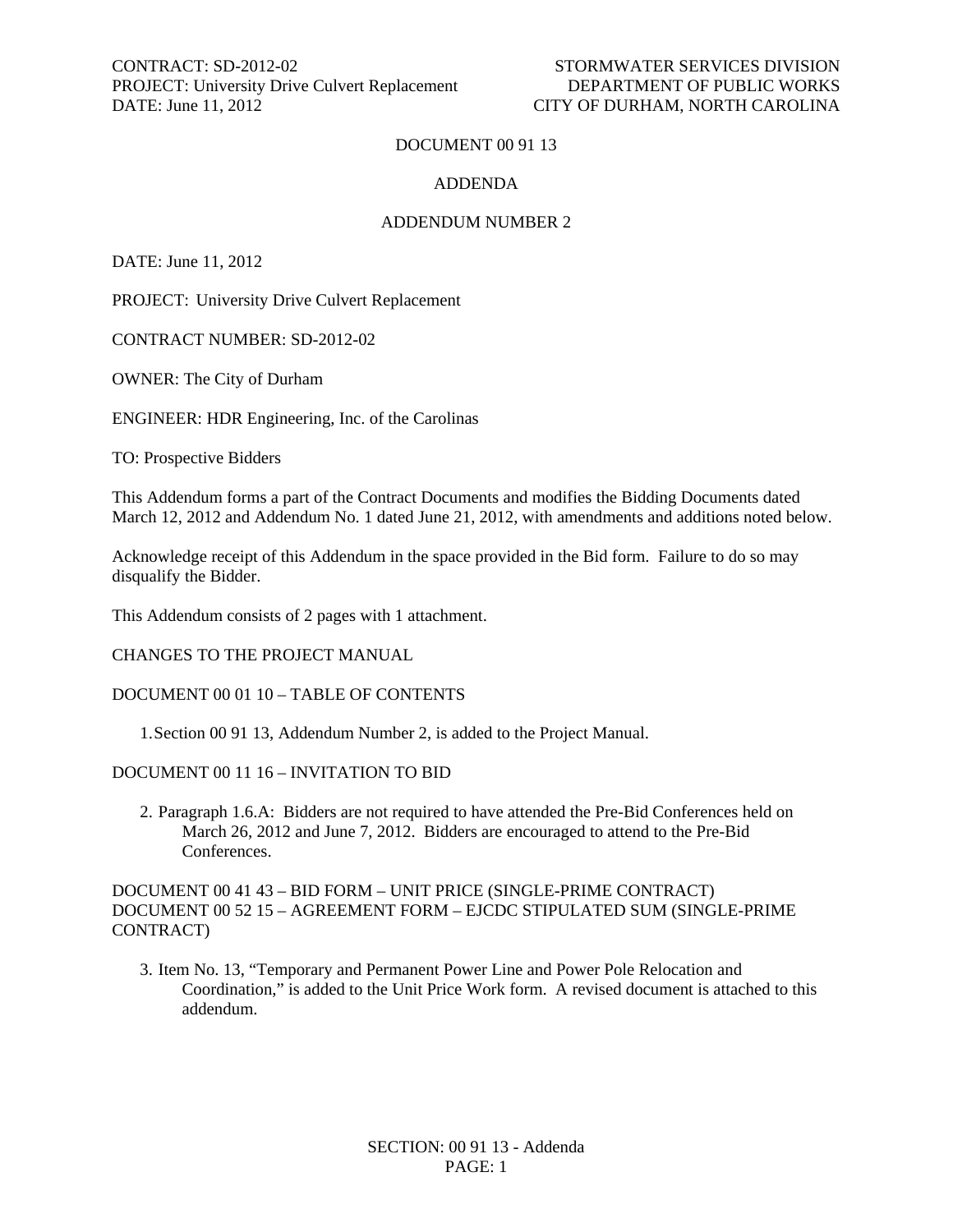# DOCUMENT 00 91 13

## ADDENDA

## ADDENDUM NUMBER 2

DATE: June 11, 2012

PROJECT: University Drive Culvert Replacement

CONTRACT NUMBER: SD-2012-02

OWNER: The City of Durham

ENGINEER: HDR Engineering, Inc. of the Carolinas

TO: Prospective Bidders

This Addendum forms a part of the Contract Documents and modifies the Bidding Documents dated March 12, 2012 and Addendum No. 1 dated June 21, 2012, with amendments and additions noted below.

Acknowledge receipt of this Addendum in the space provided in the Bid form. Failure to do so may disqualify the Bidder.

This Addendum consists of 2 pages with 1 attachment.

CHANGES TO THE PROJECT MANUAL

DOCUMENT 00 01 10 – TABLE OF CONTENTS

1. Section 00 91 13, Addendum Number 2, is added to the Project Manual.

DOCUMENT 00 11 16 – INVITATION TO BID

2. Paragraph 1.6.A: Bidders are not required to have attended the Pre-Bid Conferences held on March 26, 2012 and June 7, 2012. Bidders are encouraged to attend to the Pre-Bid Conferences.

DOCUMENT 00 41 43 – BID FORM – UNIT PRICE (SINGLE-PRIME CONTRACT)
DOCUMENT 00 52 15 – AGREEMENT FORM – EJCDC STIPULATED SUM (SINGLE-PRIME CONTRACT)

3. Item No. 13, "Temporary and Permanent Power Line and Power Pole Relocation and Coordination," is added to the Unit Price Work form. A revised document is attached to this addendum.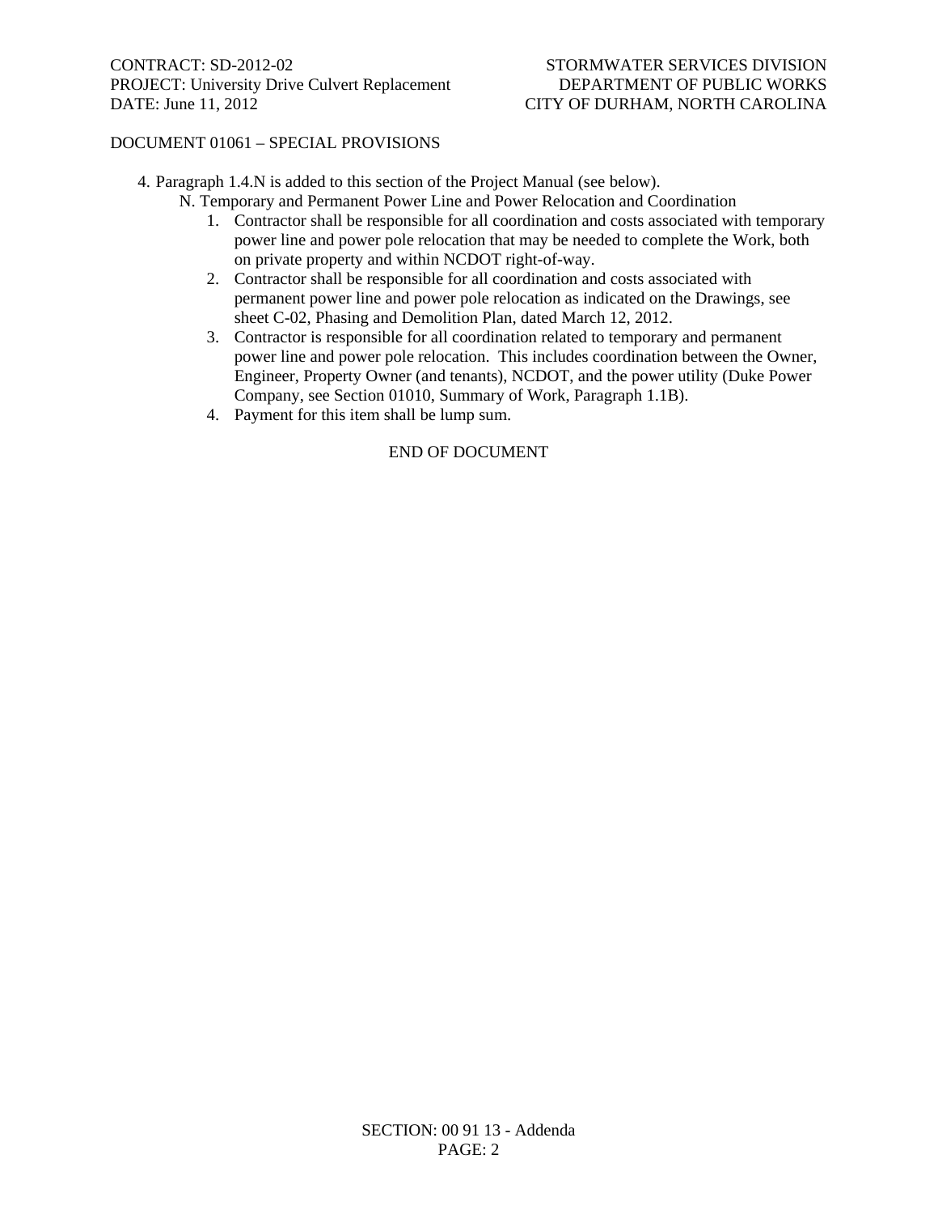DOCUMENT 01061 – SPECIAL PROVISIONS

4. Paragraph 1.4.N is added to this section of the Project Manual (see below).

   N. Temporary and Permanent Power Line and Power Relocation and Coordination

      1. Contractor shall be responsible for all coordination and costs associated with temporary power line and power pole relocation that may be needed to complete the Work, both on private property and within NCDOT right-of-way.
      2. Contractor shall be responsible for all coordination and costs associated with permanent power line and power pole relocation as indicated on the Drawings, see sheet C-02, Phasing and Demolition Plan, dated March 12, 2012.
      3. Contractor is responsible for all coordination related to temporary and permanent power line and power pole relocation. This includes coordination between the Owner, Engineer, Property Owner (and tenants), NCDOT, and the power utility (Duke Power Company, see Section 01010, Summary of Work, Paragraph 1.1B).
      4. Payment for this item shall be lump sum.

END OF DOCUMENT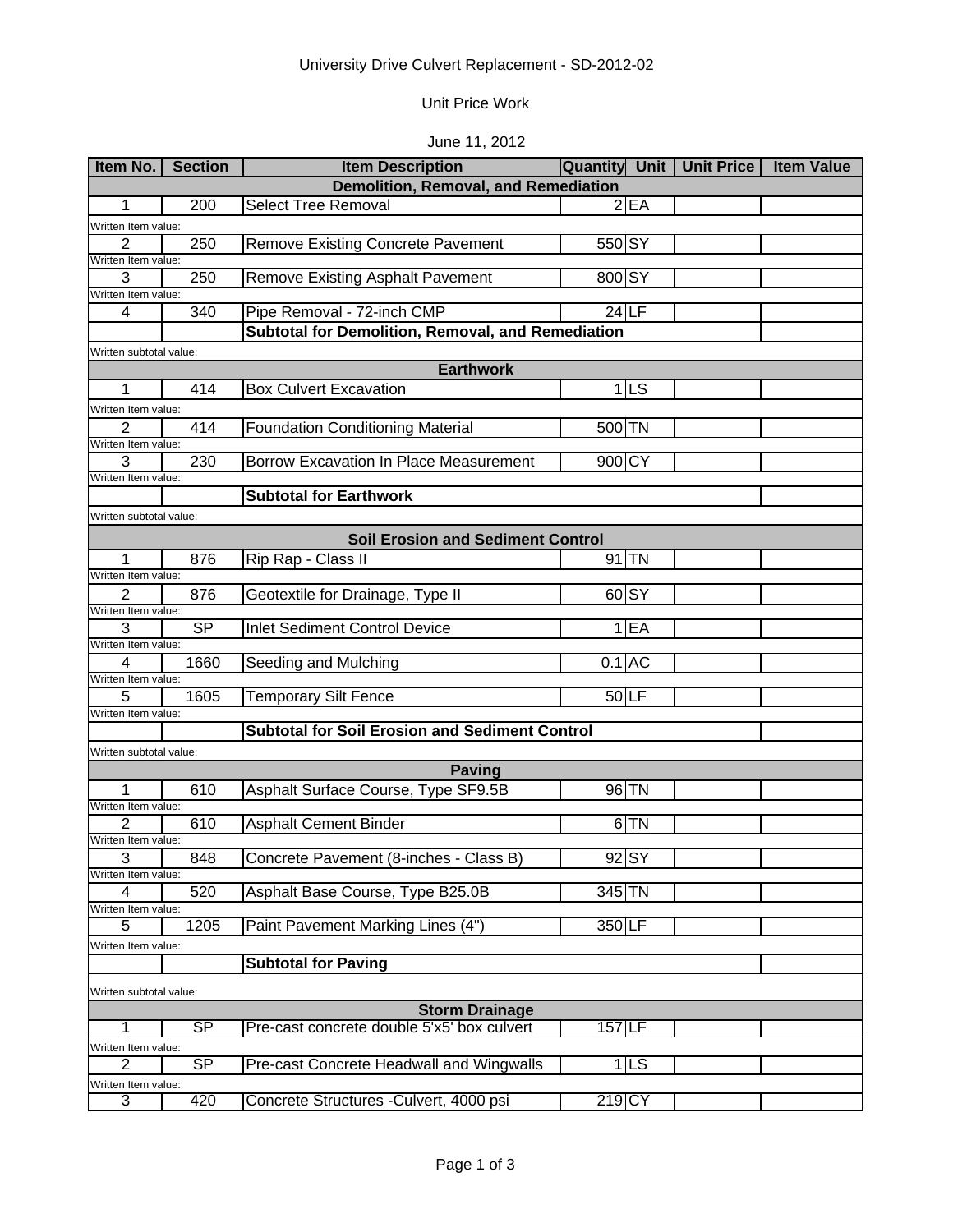University Drive Culvert Replacement - SD-2012-02

Unit Price Work

June 11, 2012

| Item No. | Section | Item Description | Quantity | Unit | Unit Price | Item Value |
|---|---|---|---|---|---|---|
| **Demolition, Removal, and Remediation** | | | | | | |
| 1 | 200 | Select Tree Removal | 2 | EA | | |
| Written Item value: | | | | | | |
| 2 | 250 | Remove Existing Concrete Pavement | 550 | SY | | |
| Written Item value: | | | | | | |
| 3 | 250 | Remove Existing Asphalt Pavement | 800 | SY | | |
| Written Item value: | | | | | | |
| 4 | 340 | Pipe Removal - 72-inch CMP | 24 | LF | | |
| | | **Subtotal for Demolition, Removal, and Remediation** | | | | |
| Written subtotal value: | | | | | | |
| **Earthwork** | | | | | | |
| 1 | 414 | Box Culvert Excavation | 1 | LS | | |
| Written Item value: | | | | | | |
| 2 | 414 | Foundation Conditioning Material | 500 | TN | | |
| Written Item value: | | | | | | |
| 3 | 230 | Borrow Excavation In Place Measurement | 900 | CY | | |
| Written Item value: | | | | | | |
| | | **Subtotal for Earthwork** | | | | |
| Written subtotal value: | | | | | | |
| **Soil Erosion and Sediment Control** | | | | | | |
| 1 | 876 | Rip Rap - Class II | 91 | TN | | |
| Written Item value: | | | | | | |
| 2 | 876 | Geotextile for Drainage, Type II | 60 | SY | | |
| Written Item value: | | | | | | |
| 3 | SP | Inlet Sediment Control Device | 1 | EA | | |
| Written Item value: | | | | | | |
| 4 | 1660 | Seeding and Mulching | 0.1 | AC | | |
| Written Item value: | | | | | | |
| 5 | 1605 | Temporary Silt Fence | 50 | LF | | |
| Written Item value: | | | | | | |
| | | **Subtotal for Soil Erosion and Sediment Control** | | | | |
| Written subtotal value: | | | | | | |
| **Paving** | | | | | | |
| 1 | 610 | Asphalt Surface Course, Type SF9.5B | 96 | TN | | |
| Written Item value: | | | | | | |
| 2 | 610 | Asphalt Cement Binder | 6 | TN | | |
| Written Item value: | | | | | | |
| 3 | 848 | Concrete Pavement (8-inches - Class B) | 92 | SY | | |
| Written Item value: | | | | | | |
| 4 | 520 | Asphalt Base Course, Type B25.0B | 345 | TN | | |
| Written Item value: | | | | | | |
| 5 | 1205 | Paint Pavement Marking Lines (4") | 350 | LF | | |
| Written Item value: | | | | | | |
| | | **Subtotal for Paving** | | | | |
| Written subtotal value: | | | | | | |
| **Storm Drainage** | | | | | | |
| 1 | SP | Pre-cast concrete double 5'x5' box culvert | 157 | LF | | |
| Written Item value: | | | | | | |
| 2 | SP | Pre-cast Concrete Headwall and Wingwalls | 1 | LS | | |
| Written Item value: | | | | | | |
| 3 | 420 | Concrete Structures -Culvert, 4000 psi | 219 | CY | | |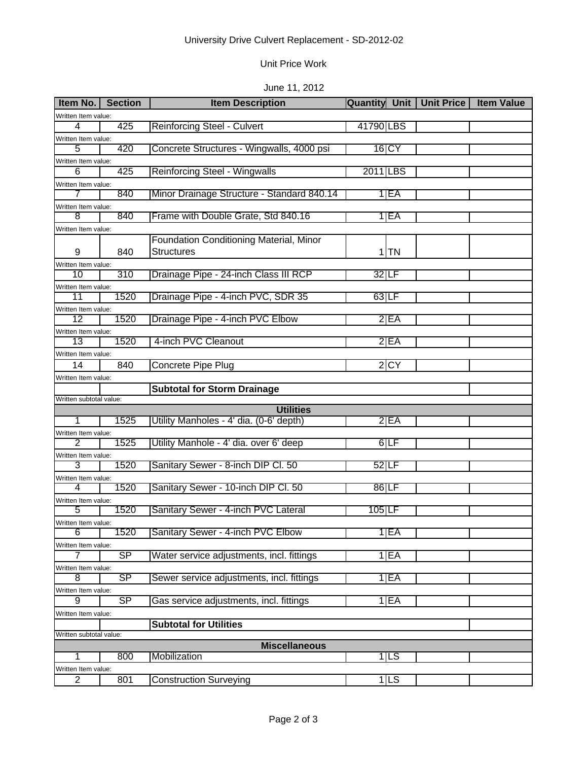University Drive Culvert Replacement - SD-2012-02

Unit Price Work

June 11, 2012

| Item No. | Section | Item Description | Quantity | Unit | Unit Price | Item Value |
|---|---|---|---|---|---|---|
| Written Item value: | | | | | | |
| 4 | 425 | Reinforcing Steel - Culvert | 41790 | LBS | | |
| Written Item value: | | | | | | |
| 5 | 420 | Concrete Structures - Wingwalls, 4000 psi | 16 | CY | | |
| Written Item value: | | | | | | |
| 6 | 425 | Reinforcing Steel - Wingwalls | 2011 | LBS | | |
| Written Item value: | | | | | | |
| 7 | 840 | Minor Drainage Structure - Standard 840.14 | 1 | EA | | |
| Written Item value: | | | | | | |
| 8 | 840 | Frame with Double Grate, Std 840.16 | 1 | EA | | |
| Written Item value: | | | | | | |
| 9 | 840 | Foundation Conditioning Material, Minor Structures | 1 | TN | | |
| Written Item value: | | | | | | |
| 10 | 310 | Drainage Pipe - 24-inch Class III RCP | 32 | LF | | |
| Written Item value: | | | | | | |
| 11 | 1520 | Drainage Pipe - 4-inch PVC, SDR 35 | 63 | LF | | |
| Written Item value: | | | | | | |
| 12 | 1520 | Drainage Pipe - 4-inch PVC Elbow | 2 | EA | | |
| Written Item value: | | | | | | |
| 13 | 1520 | 4-inch PVC Cleanout | 2 | EA | | |
| Written Item value: | | | | | | |
| 14 | 840 | Concrete Pipe Plug | 2 | CY | | |
| Written Item value: | | | | | | |
| | | **Subtotal for Storm Drainage** | | | | |
| Written subtotal value: | | | | | | |
| | | **Utilities** | | | | |
| 1 | 1525 | Utility Manholes - 4' dia. (0-6' depth) | 2 | EA | | |
| Written Item value: | | | | | | |
| 2 | 1525 | Utility Manhole - 4' dia. over 6' deep | 6 | LF | | |
| Written Item value: | | | | | | |
| 3 | 1520 | Sanitary Sewer - 8-inch DIP Cl. 50 | 52 | LF | | |
| Written Item value: | | | | | | |
| 4 | 1520 | Sanitary Sewer - 10-inch DIP Cl. 50 | 86 | LF | | |
| Written Item value: | | | | | | |
| 5 | 1520 | Sanitary Sewer - 4-inch PVC Lateral | 105 | LF | | |
| Written Item value: | | | | | | |
| 6 | 1520 | Sanitary Sewer - 4-inch PVC Elbow | 1 | EA | | |
| Written Item value: | | | | | | |
| 7 | SP | Water service adjustments, incl. fittings | 1 | EA | | |
| Written Item value: | | | | | | |
| 8 | SP | Sewer service adjustments, incl. fittings | 1 | EA | | |
| Written Item value: | | | | | | |
| 9 | SP | Gas service adjustments, incl. fittings | 1 | EA | | |
| Written Item value: | | | | | | |
| | | **Subtotal for Utilities** | | | | |
| Written subtotal value: | | | | | | |
| | | **Miscellaneous** | | | | |
| 1 | 800 | Mobilization | 1 | LS | | |
| Written Item value: | | | | | | |
| 2 | 801 | Construction Surveying | 1 | LS | | |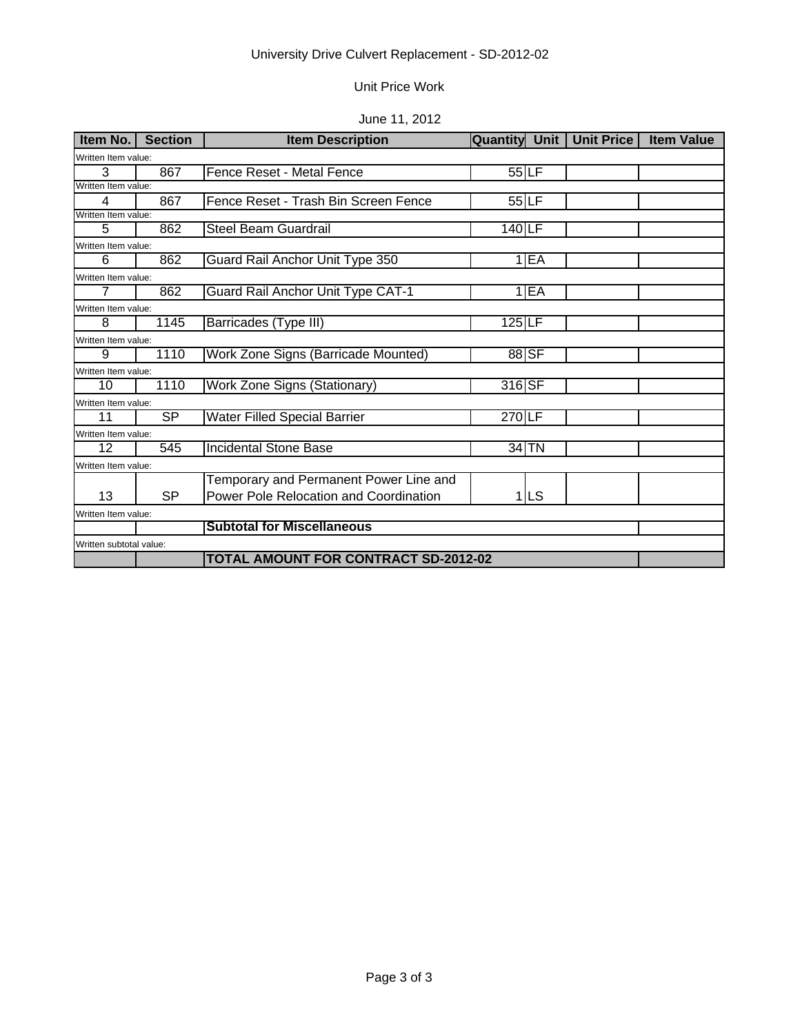University Drive Culvert Replacement - SD-2012-02

Unit Price Work

June 11, 2012

| Item No. | Section | Item Description | Quantity | Unit | Unit Price | Item Value |
|---|---|---|---|---|---|---|
| Written Item value: | | | | | | |
| 3 | 867 | Fence Reset - Metal Fence | 55 | LF | | |
| Written Item value: | | | | | | |
| 4 | 867 | Fence Reset - Trash Bin Screen Fence | 55 | LF | | |
| Written Item value: | | | | | | |
| 5 | 862 | Steel Beam Guardrail | 140 | LF | | |
| Written Item value: | | | | | | |
| 6 | 862 | Guard Rail Anchor Unit Type 350 | 1 | EA | | |
| Written Item value: | | | | | | |
| 7 | 862 | Guard Rail Anchor Unit Type CAT-1 | 1 | EA | | |
| Written Item value: | | | | | | |
| 8 | 1145 | Barricades (Type III) | 125 | LF | | |
| Written Item value: | | | | | | |
| 9 | 1110 | Work Zone Signs (Barricade Mounted) | 88 | SF | | |
| Written Item value: | | | | | | |
| 10 | 1110 | Work Zone Signs (Stationary) | 316 | SF | | |
| Written Item value: | | | | | | |
| 11 | SP | Water Filled Special Barrier | 270 | LF | | |
| Written Item value: | | | | | | |
| 12 | 545 | Incidental Stone Base | 34 | TN | | |
| Written Item value: | | | | | | |
| 13 | SP | Temporary and Permanent Power Line and Power Pole Relocation and Coordination | 1 | LS | | |
| Written Item value: | | | | | | |
| | | **Subtotal for Miscellaneous** | | | | |
| Written subtotal value: | | | | | | |
| | | **TOTAL AMOUNT FOR CONTRACT SD-2012-02** | | | | |